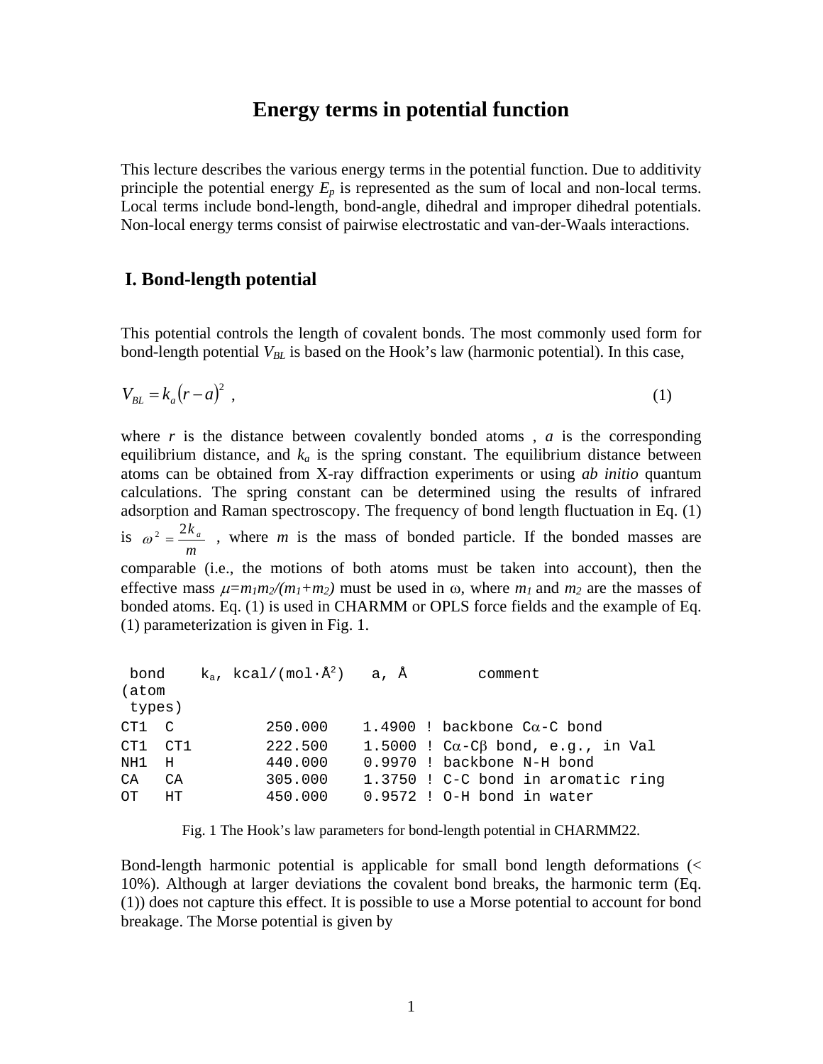# Energy terms in potential function

This lecture describes the various energy terms in the potential function. Due to additivity principle the potential energy $E_p$ is represented as the sum of local and non-local terms. Local terms include bond-length, bond-angle, dihedral and improper dihedral potentials. Non-local energy terms consist of pairwise electrostatic and van-der-Waals interactions.

## I. Bond-length potential

This potential controls the length of covalent bonds. The most commonly used form for bond-length potential $V_{BL}$ is based on the Hook's law (harmonic potential). In this case,

$$V_{BL} = k_a (r - a)^2 \ , \tag{1}$$

where $r$ is the distance between covalently bonded atoms , $a$ is the corresponding equilibrium distance, and $k_a$ is the spring constant. The equilibrium distance between atoms can be obtained from X-ray diffraction experiments or using *ab initio* quantum calculations. The spring constant can be determined using the results of infrared adsorption and Raman spectroscopy. The frequency of bond length fluctuation in Eq. (1) is $\omega^2 = \frac{2k_a}{m}$ , where $m$ is the mass of bonded particle. If the bonded masses are comparable (i.e., the motions of both atoms must be taken into account), then the effective mass $\mu = m_1 m_2/(m_1+m_2)$ must be used in $\omega$, where $m_1$ and $m_2$ are the masses of bonded atoms. Eq. (1) is used in CHARMM or OPLS force fields and the example of Eq. (1) parameterization is given in Fig. 1.

| bond (atom types) | | $k_a$, kcal/(mol·Å$^2$) | a, Å | comment |
|---|---|---|---|---|
| CT1 | C | 250.000 | 1.4900 | ! backbone Cα-C bond |
| CT1 | CT1 | 222.500 | 1.5000 | ! Cα-Cβ bond, e.g., in Val |
| NH1 | H | 440.000 | 0.9970 | ! backbone N-H bond |
| CA | CA | 305.000 | 1.3750 | ! C-C bond in aromatic ring |
| OT | HT | 450.000 | 0.9572 | ! O-H bond in water |

Fig. 1 The Hook's law parameters for bond-length potential in CHARMM22.

Bond-length harmonic potential is applicable for small bond length deformations (< 10%). Although at larger deviations the covalent bond breaks, the harmonic term (Eq. (1)) does not capture this effect. It is possible to use a Morse potential to account for bond breakage. The Morse potential is given by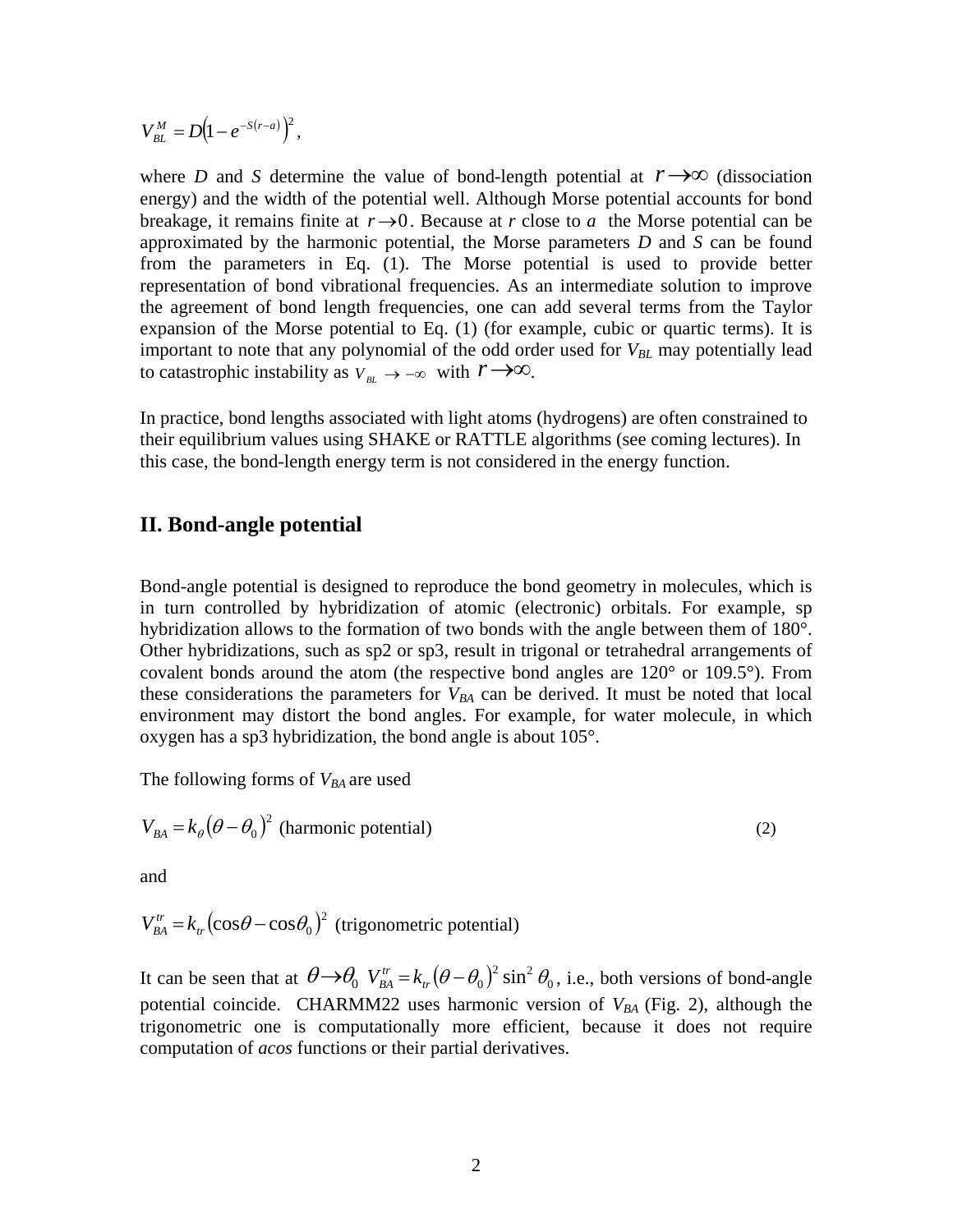$$V_{BL}^{M} = D\left(1 - e^{-S(r-a)}\right)^2,$$

where *D* and *S* determine the value of bond-length potential at $r \to \infty$ (dissociation energy) and the width of the potential well. Although Morse potential accounts for bond breakage, it remains finite at $r \to 0$. Because at *r* close to *a* the Morse potential can be approximated by the harmonic potential, the Morse parameters *D* and *S* can be found from the parameters in Eq. (1). The Morse potential is used to provide better representation of bond vibrational frequencies. As an intermediate solution to improve the agreement of bond length frequencies, one can add several terms from the Taylor expansion of the Morse potential to Eq. (1) (for example, cubic or quartic terms). It is important to note that any polynomial of the odd order used for $V_{BL}$ may potentially lead to catastrophic instability as $V_{BL} \to -\infty$ with $r \to \infty$.

In practice, bond lengths associated with light atoms (hydrogens) are often constrained to their equilibrium values using SHAKE or RATTLE algorithms (see coming lectures). In this case, the bond-length energy term is not considered in the energy function.

## II. Bond-angle potential

Bond-angle potential is designed to reproduce the bond geometry in molecules, which is in turn controlled by hybridization of atomic (electronic) orbitals. For example, sp hybridization allows to the formation of two bonds with the angle between them of 180°. Other hybridizations, such as sp2 or sp3, result in trigonal or tetrahedral arrangements of covalent bonds around the atom (the respective bond angles are 120° or 109.5°). From these considerations the parameters for $V_{BA}$ can be derived. It must be noted that local environment may distort the bond angles. For example, for water molecule, in which oxygen has a sp3 hybridization, the bond angle is about 105°.

The following forms of $V_{BA}$ are used

$$V_{BA} = k_\theta\left(\theta - \theta_0\right)^2 \text{ (harmonic potential)} \tag{2}$$

and

$$V_{BA}^{tr} = k_{tr}\left(\cos\theta - \cos\theta_0\right)^2 \text{ (trigonometric potential)}$$

It can be seen that at $\theta \to \theta_0$ $V_{BA}^{tr} = k_{tr}\left(\theta - \theta_0\right)^2 \sin^2\theta_0$, i.e., both versions of bond-angle potential coincide. CHARMM22 uses harmonic version of $V_{BA}$ (Fig. 2), although the trigonometric one is computationally more efficient, because it does not require computation of *acos* functions or their partial derivatives.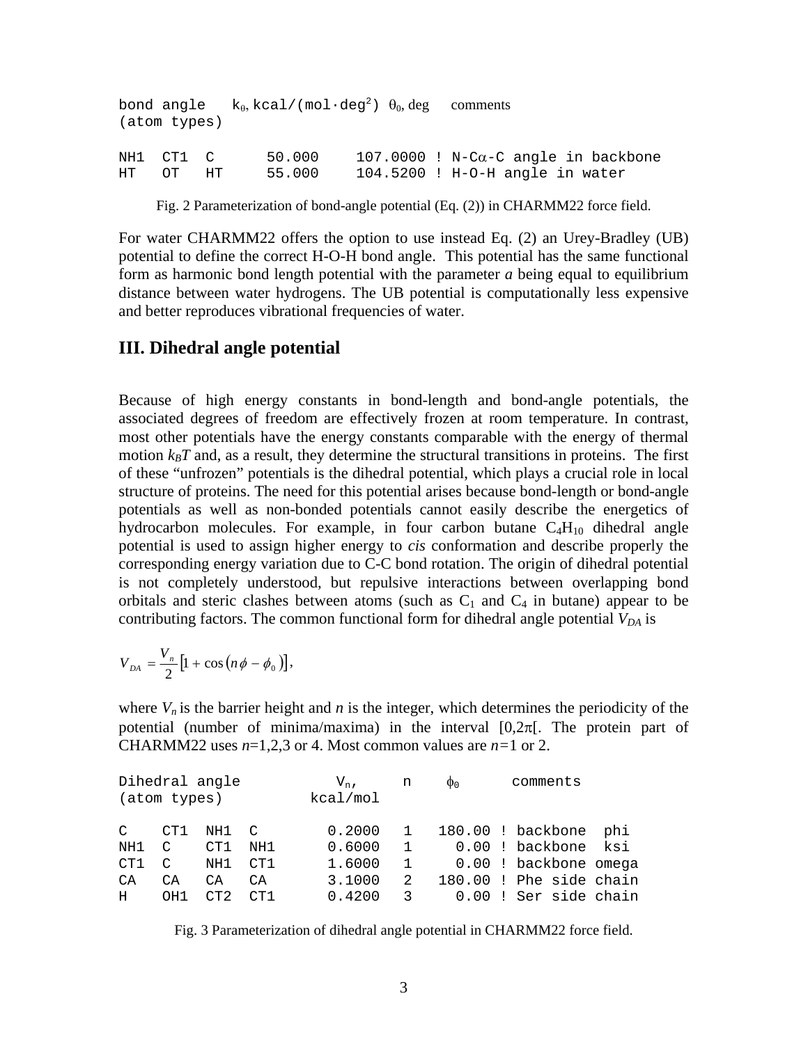| bond angle (atom types) | | | $k_\theta$, kcal/(mol·deg$^2$) | $\theta_0$, deg | comments |
|---|---|---|---|---|---|
| NH1 | CT1 | C | 50.000 | 107.0000 | ! N-Cα-C angle in backbone |
| HT | OT | HT | 55.000 | 104.5200 | ! H-O-H angle in water |

Fig. 2 Parameterization of bond-angle potential (Eq. (2)) in CHARMM22 force field.

For water CHARMM22 offers the option to use instead Eq. (2) an Urey-Bradley (UB) potential to define the correct H-O-H bond angle. This potential has the same functional form as harmonic bond length potential with the parameter *a* being equal to equilibrium distance between water hydrogens. The UB potential is computationally less expensive and better reproduces vibrational frequencies of water.

## III. Dihedral angle potential

Because of high energy constants in bond-length and bond-angle potentials, the associated degrees of freedom are effectively frozen at room temperature. In contrast, most other potentials have the energy constants comparable with the energy of thermal motion $k_BT$ and, as a result, they determine the structural transitions in proteins. The first of these "unfrozen" potentials is the dihedral potential, which plays a crucial role in local structure of proteins. The need for this potential arises because bond-length or bond-angle potentials as well as non-bonded potentials cannot easily describe the energetics of hydrocarbon molecules. For example, in four carbon butane $C_4H_{10}$ dihedral angle potential is used to assign higher energy to *cis* conformation and describe properly the corresponding energy variation due to C-C bond rotation. The origin of dihedral potential is not completely understood, but repulsive interactions between overlapping bond orbitals and steric clashes between atoms (such as $C_1$ and $C_4$ in butane) appear to be contributing factors. The common functional form for dihedral angle potential $V_{DA}$ is

$$V_{DA} = \frac{V_n}{2}\left[1 + \cos\left(n\phi - \phi_0\right)\right],$$

where $V_n$ is the barrier height and $n$ is the integer, which determines the periodicity of the potential (number of minima/maxima) in the interval $[0,2\pi[$. The protein part of CHARMM22 uses $n$=1,2,3 or 4. Most common values are $n$=1 or 2.

| Dihedral angle (atom types) | | | | $V_n$, kcal/mol | n | $\phi_0$ | comments |
|---|---|---|---|---|---|---|---|
| C | CT1 | NH1 | C | 0.2000 | 1 | 180.00 | ! backbone phi |
| NH1 | C | CT1 | NH1 | 0.6000 | 1 | 0.00 | ! backbone ksi |
| CT1 | C | NH1 | CT1 | 1.6000 | 1 | 0.00 | ! backbone omega |
| CA | CA | CA | CA | 3.1000 | 2 | 180.00 | ! Phe side chain |
| H | OH1 | CT2 | CT1 | 0.4200 | 3 | 0.00 | ! Ser side chain |

Fig. 3 Parameterization of dihedral angle potential in CHARMM22 force field.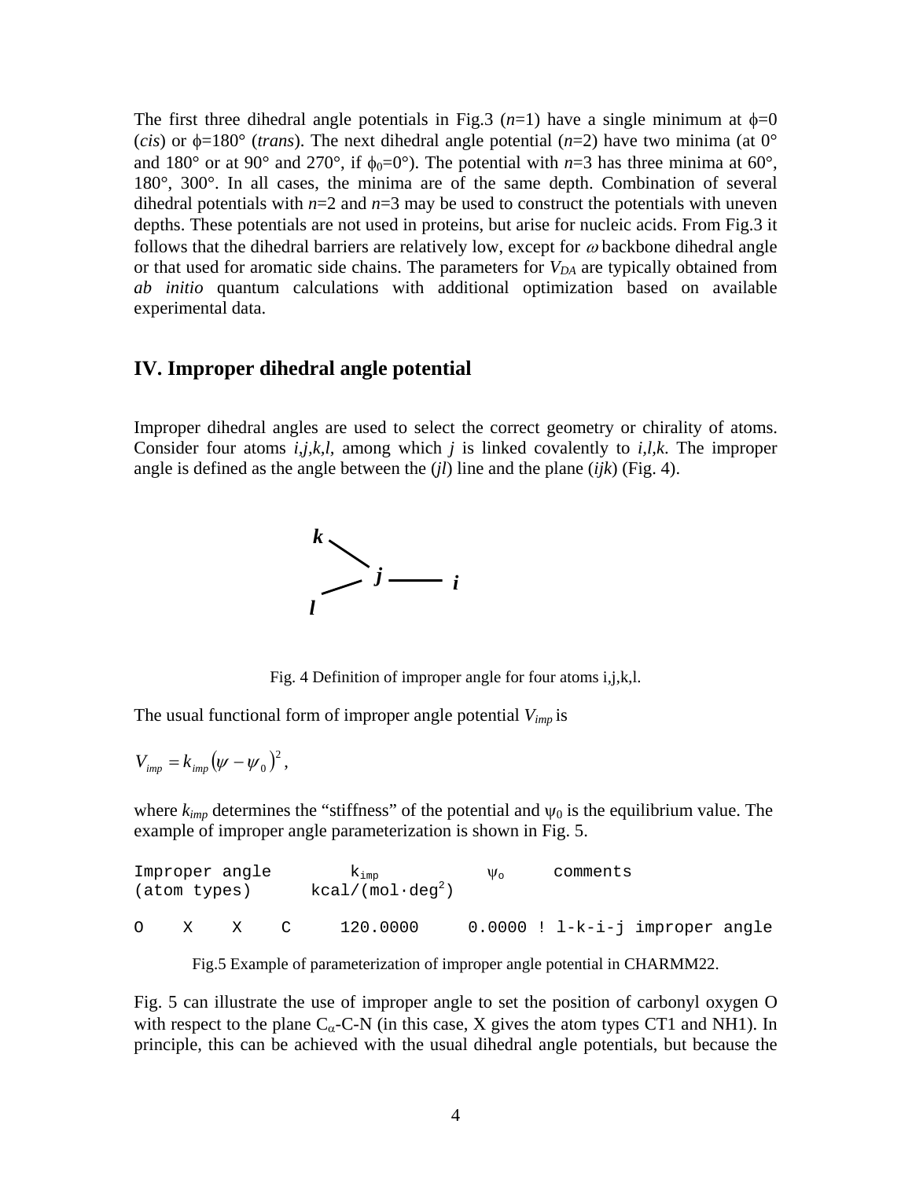The first three dihedral angle potentials in Fig.3 ($n$=1) have a single minimum at $\phi$=0 (*cis*) or $\phi$=180° (*trans*). The next dihedral angle potential ($n$=2) have two minima (at 0° and 180° or at 90° and 270°, if $\phi_0$=0°). The potential with $n$=3 has three minima at 60°, 180°, 300°. In all cases, the minima are of the same depth. Combination of several dihedral potentials with $n$=2 and $n$=3 may be used to construct the potentials with uneven depths. These potentials are not used in proteins, but arise for nucleic acids. From Fig.3 it follows that the dihedral barriers are relatively low, except for $\omega$ backbone dihedral angle or that used for aromatic side chains. The parameters for $V_{DA}$ are typically obtained from *ab initio* quantum calculations with additional optimization based on available experimental data.

## IV. Improper dihedral angle potential

Improper dihedral angles are used to select the correct geometry or chirality of atoms. Consider four atoms $i,j,k,l$, among which $j$ is linked covalently to $i,l,k$. The improper angle is defined as the angle between the ($jl$) line and the plane ($ijk$) (Fig. 4).

Fig. 4 Definition of improper angle for four atoms i,j,k,l.

The usual functional form of improper angle potential $V_{imp}$ is

$$V_{imp} = k_{imp}\left(\psi - \psi_0\right)^2,$$

where $k_{imp}$ determines the "stiffness" of the potential and $\psi_0$ is the equilibrium value. The example of improper angle parameterization is shown in Fig. 5.

| Improper angle (atom types) | | | | $k_{imp}$ kcal/(mol·deg$^2$) | $\psi_o$ | comments |
|---|---|---|---|---|---|---|
| O | X | X | C | 120.0000 | 0.0000 | ! l-k-i-j improper angle |

Fig.5 Example of parameterization of improper angle potential in CHARMM22.

Fig. 5 can illustrate the use of improper angle to set the position of carbonyl oxygen O with respect to the plane $C_\alpha$-C-N (in this case, X gives the atom types CT1 and NH1). In principle, this can be achieved with the usual dihedral angle potentials, but because the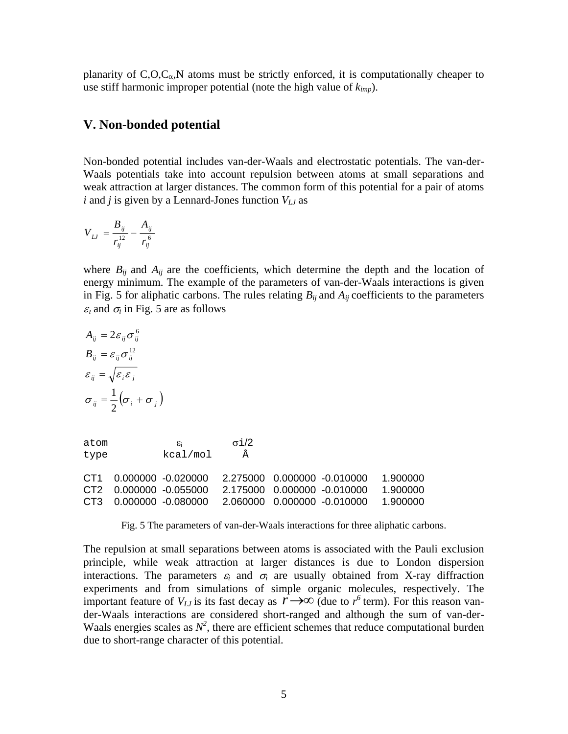planarity of C,O,$C_\alpha$,N atoms must be strictly enforced, it is computationally cheaper to use stiff harmonic improper potential (note the high value of $k_{imp}$).

## V. Non-bonded potential

Non-bonded potential includes van-der-Waals and electrostatic potentials. The van-der-Waals potentials take into account repulsion between atoms at small separations and weak attraction at larger distances. The common form of this potential for a pair of atoms $i$ and $j$ is given by a Lennard-Jones function $V_{LJ}$ as

$$V_{LJ} = \frac{B_{ij}}{r_{ij}^{12}} - \frac{A_{ij}}{r_{ij}^{6}}$$

where $B_{ij}$ and $A_{ij}$ are the coefficients, which determine the depth and the location of energy minimum. The example of the parameters of van-der-Waals interactions is given in Fig. 5 for aliphatic carbons. The rules relating $B_{ij}$ and $A_{ij}$ coefficients to the parameters $\varepsilon_i$ and $\sigma_i$ in Fig. 5 are as follows

$$A_{ij} = 2\varepsilon_{ij}\sigma_{ij}^{6}$$

$$B_{ij} = \varepsilon_{ij}\sigma_{ij}^{12}$$

$$\varepsilon_{ij} = \sqrt{\varepsilon_i \varepsilon_j}$$

$$\sigma_{ij} = \frac{1}{2}\left(\sigma_i + \sigma_j\right)$$

```
atom            εi          σi/2
type          kcal/mol       Å

CT1   0.000000  -0.020000   2.275000   0.000000  -0.010000   1.900000
CT2   0.000000  -0.055000   2.175000   0.000000  -0.010000   1.900000
CT3   0.000000  -0.080000   2.060000   0.000000  -0.010000   1.900000
```

Fig. 5 The parameters of van-der-Waals interactions for three aliphatic carbons.

The repulsion at small separations between atoms is associated with the Pauli exclusion principle, while weak attraction at larger distances is due to London dispersion interactions. The parameters $\varepsilon_i$ and $\sigma_i$ are usually obtained from X-ray diffraction experiments and from simulations of simple organic molecules, respectively. The important feature of $V_{LJ}$ is its fast decay as $r \rightarrow \infty$ (due to $r^6$ term). For this reason van-der-Waals interactions are considered short-ranged and although the sum of van-der-Waals energies scales as $N^2$, there are efficient schemes that reduce computational burden due to short-range character of this potential.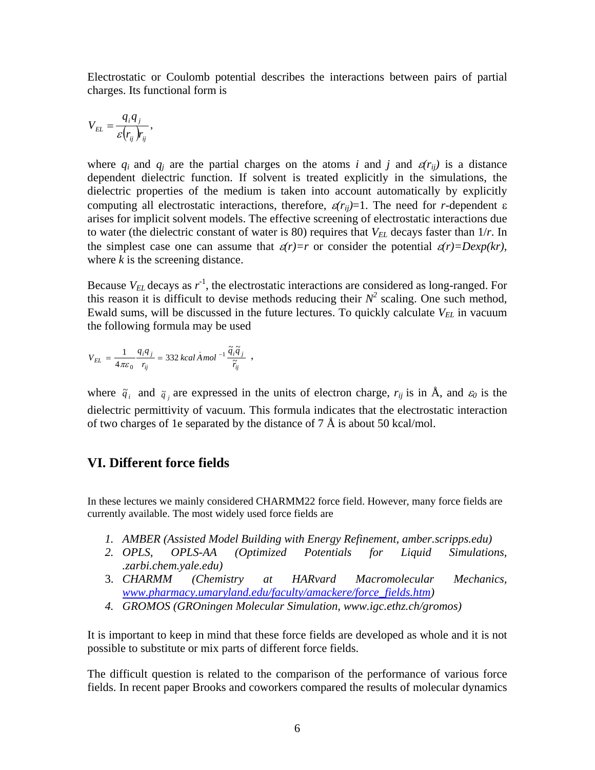Electrostatic or Coulomb potential describes the interactions between pairs of partial charges. Its functional form is

$$V_{EL} = \frac{q_i q_j}{\varepsilon(r_{ij}) r_{ij}},$$

where $q_i$ and $q_j$ are the partial charges on the atoms $i$ and $j$ and $\varepsilon(r_{ij})$ is a distance dependent dielectric function. If solvent is treated explicitly in the simulations, the dielectric properties of the medium is taken into account automatically by explicitly computing all electrostatic interactions, therefore, $\varepsilon(r_{ij})=1$. The need for $r$-dependent $\varepsilon$ arises for implicit solvent models. The effective screening of electrostatic interactions due to water (the dielectric constant of water is 80) requires that $V_{EL}$ decays faster than $1/r$. In the simplest case one can assume that $\varepsilon(r)=r$ or consider the potential $\varepsilon(r)=D\exp(kr)$, where $k$ is the screening distance.

Because $V_{EL}$ decays as $r^{-1}$, the electrostatic interactions are considered as long-ranged. For this reason it is difficult to devise methods reducing their $N^2$ scaling. One such method, Ewald sums, will be discussed in the future lectures. To quickly calculate $V_{EL}$ in vacuum the following formula may be used

$$V_{EL} = \frac{1}{4\pi\varepsilon_0}\frac{q_i q_j}{r_{ij}} = 332\ kcal\,\dot{A}\,mol^{-1}\frac{\tilde{q}_i \tilde{q}_j}{\tilde{r}_{ij}},$$

where $\tilde{q}_i$ and $\tilde{q}_j$ are expressed in the units of electron charge, $r_{ij}$ is in Å, and $\varepsilon_0$ is the dielectric permittivity of vacuum. This formula indicates that the electrostatic interaction of two charges of 1e separated by the distance of 7 Å is about 50 kcal/mol.

## VI. Different force fields

In these lectures we mainly considered CHARMM22 force field. However, many force fields are currently available. The most widely used force fields are

1. *AMBER (Assisted Model Building with Energy Refinement, amber.scripps.edu)*
2. *OPLS, OPLS-AA (Optimized Potentials for Liquid Simulations, .zarbi.chem.yale.edu)*
3. *CHARMM (Chemistry at HARvard Macromolecular Mechanics, www.pharmacy.umaryland.edu/faculty/amackere/force_fields.htm)*
4. *GROMOS (GROningen Molecular Simulation, www.igc.ethz.ch/gromos)*

It is important to keep in mind that these force fields are developed as whole and it is not possible to substitute or mix parts of different force fields.

The difficult question is related to the comparison of the performance of various force fields. In recent paper Brooks and coworkers compared the results of molecular dynamics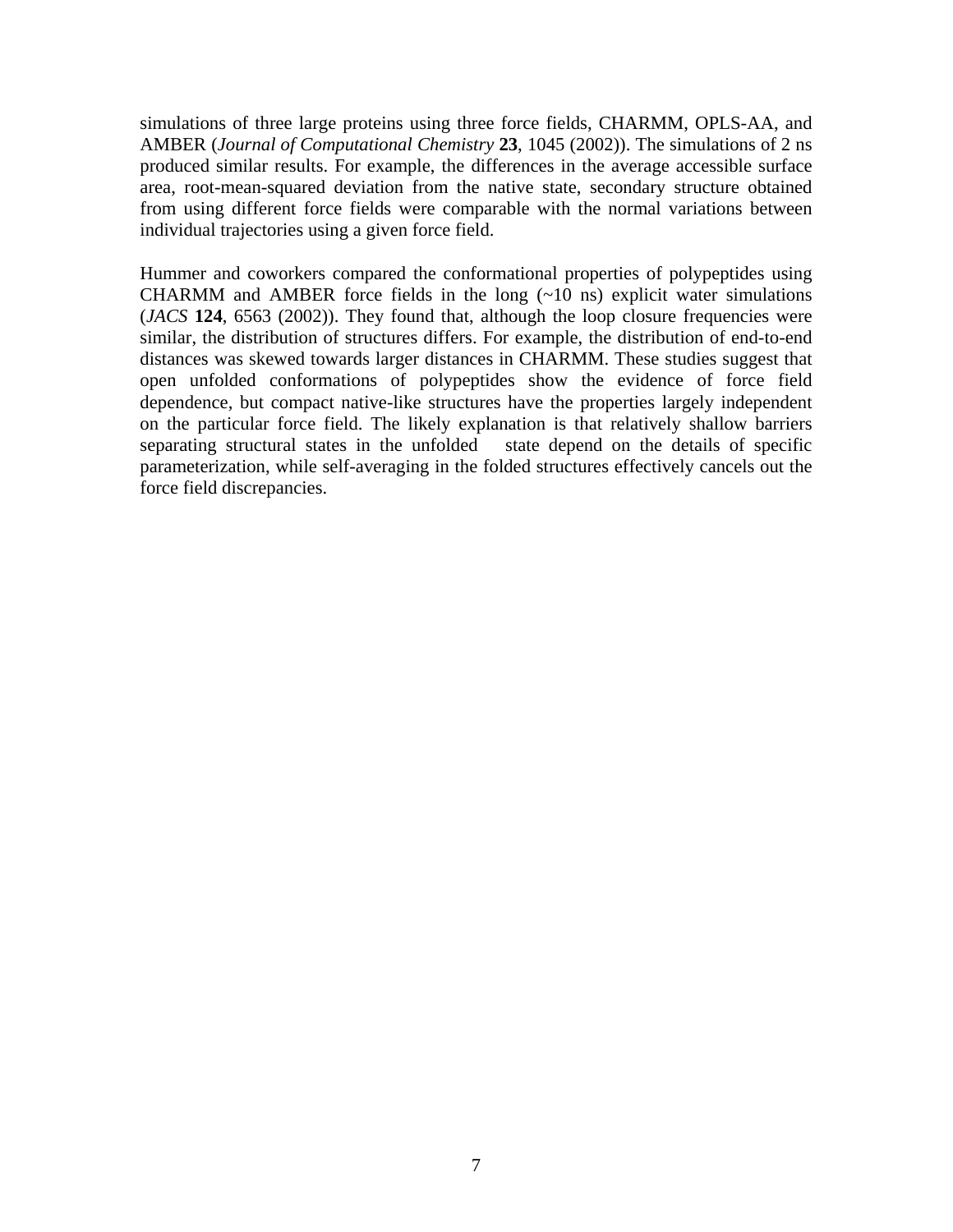simulations of three large proteins using three force fields, CHARMM, OPLS-AA, and AMBER (*Journal of Computational Chemistry* **23**, 1045 (2002)). The simulations of 2 ns produced similar results. For example, the differences in the average accessible surface area, root-mean-squared deviation from the native state, secondary structure obtained from using different force fields were comparable with the normal variations between individual trajectories using a given force field.

Hummer and coworkers compared the conformational properties of polypeptides using CHARMM and AMBER force fields in the long (~10 ns) explicit water simulations (*JACS* **124**, 6563 (2002)). They found that, although the loop closure frequencies were similar, the distribution of structures differs. For example, the distribution of end-to-end distances was skewed towards larger distances in CHARMM. These studies suggest that open unfolded conformations of polypeptides show the evidence of force field dependence, but compact native-like structures have the properties largely independent on the particular force field. The likely explanation is that relatively shallow barriers separating structural states in the unfolded state depend on the details of specific parameterization, while self-averaging in the folded structures effectively cancels out the force field discrepancies.